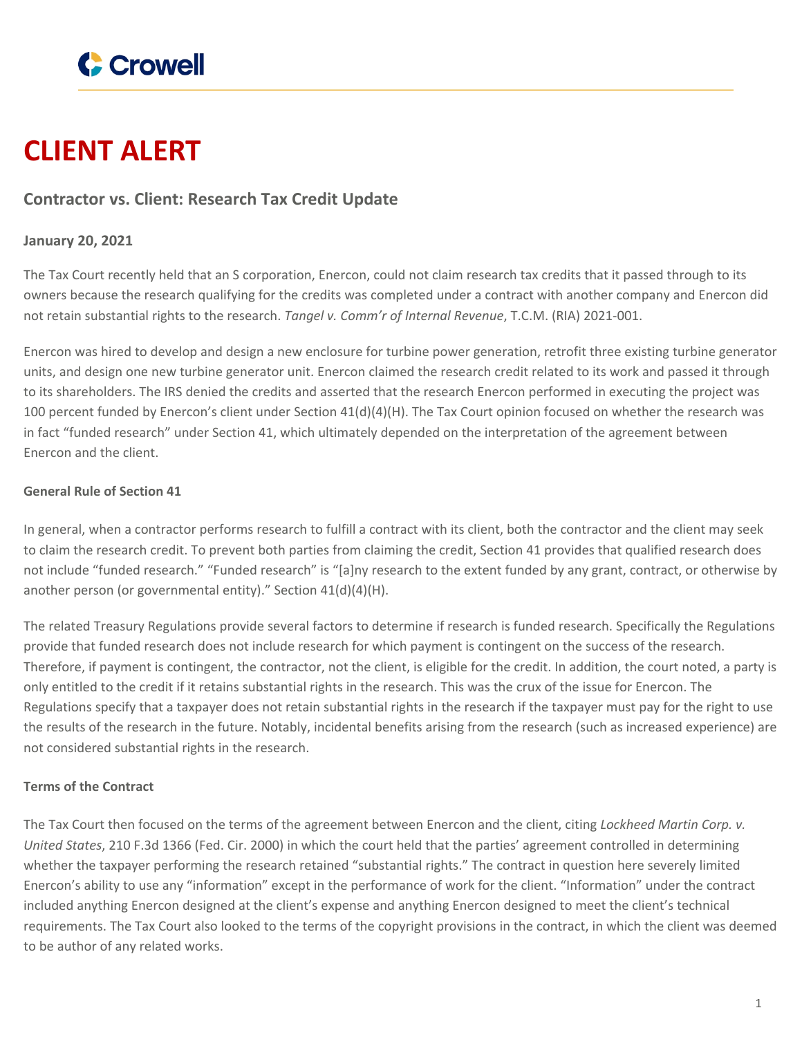Crowell

# CLIENT ALERT

## Contractor vs. Client: Research Tax Credit Update

**January 20, 2021**

The Tax Court recently held that an S corporation, Enercon, could not claim research tax credits that it passed through to its owners because the research qualifying for the credits was completed under a contract with another company and Enercon did not retain substantial rights to the research. *Tangel v. Comm'r of Internal Revenue*, T.C.M. (RIA) 2021-001.

Enercon was hired to develop and design a new enclosure for turbine power generation, retrofit three existing turbine generator units, and design one new turbine generator unit. Enercon claimed the research credit related to its work and passed it through to its shareholders. The IRS denied the credits and asserted that the research Enercon performed in executing the project was 100 percent funded by Enercon's client under Section 41(d)(4)(H). The Tax Court opinion focused on whether the research was in fact "funded research" under Section 41, which ultimately depended on the interpretation of the agreement between Enercon and the client.

### General Rule of Section 41

In general, when a contractor performs research to fulfill a contract with its client, both the contractor and the client may seek to claim the research credit. To prevent both parties from claiming the credit, Section 41 provides that qualified research does not include "funded research." "Funded research" is "[a]ny research to the extent funded by any grant, contract, or otherwise by another person (or governmental entity)." Section 41(d)(4)(H).

The related Treasury Regulations provide several factors to determine if research is funded research. Specifically the Regulations provide that funded research does not include research for which payment is contingent on the success of the research. Therefore, if payment is contingent, the contractor, not the client, is eligible for the credit. In addition, the court noted, a party is only entitled to the credit if it retains substantial rights in the research. This was the crux of the issue for Enercon. The Regulations specify that a taxpayer does not retain substantial rights in the research if the taxpayer must pay for the right to use the results of the research in the future. Notably, incidental benefits arising from the research (such as increased experience) are not considered substantial rights in the research.

### Terms of the Contract

The Tax Court then focused on the terms of the agreement between Enercon and the client, citing *Lockheed Martin Corp. v. United States*, 210 F.3d 1366 (Fed. Cir. 2000) in which the court held that the parties' agreement controlled in determining whether the taxpayer performing the research retained "substantial rights." The contract in question here severely limited Enercon's ability to use any "information" except in the performance of work for the client. "Information" under the contract included anything Enercon designed at the client's expense and anything Enercon designed to meet the client's technical requirements. The Tax Court also looked to the terms of the copyright provisions in the contract, in which the client was deemed to be author of any related works.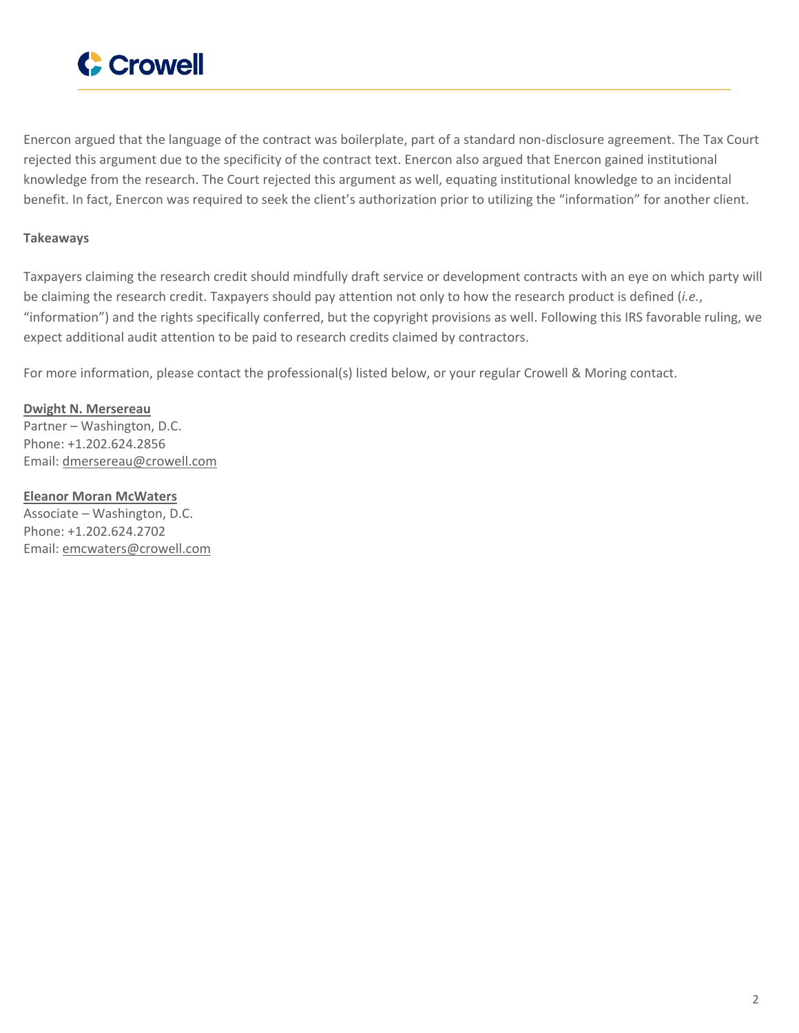Enercon argued that the language of the contract was boilerplate, part of a standard non-disclosure agreement. The Tax Court rejected this argument due to the specificity of the contract text. Enercon also argued that Enercon gained institutional knowledge from the research. The Court rejected this argument as well, equating institutional knowledge to an incidental benefit. In fact, Enercon was required to seek the client's authorization prior to utilizing the "information" for another client.

**Takeaways**

Taxpayers claiming the research credit should mindfully draft service or development contracts with an eye on which party will be claiming the research credit. Taxpayers should pay attention not only to how the research product is defined (*i.e.*, "information") and the rights specifically conferred, but the copyright provisions as well. Following this IRS favorable ruling, we expect additional audit attention to be paid to research credits claimed by contractors.

For more information, please contact the professional(s) listed below, or your regular Crowell & Moring contact.

**Dwight N. Mersereau**
Partner – Washington, D.C.
Phone: +1.202.624.2856
Email: dmersereau@crowell.com

**Eleanor Moran McWaters**
Associate – Washington, D.C.
Phone: +1.202.624.2702
Email: emcwaters@crowell.com